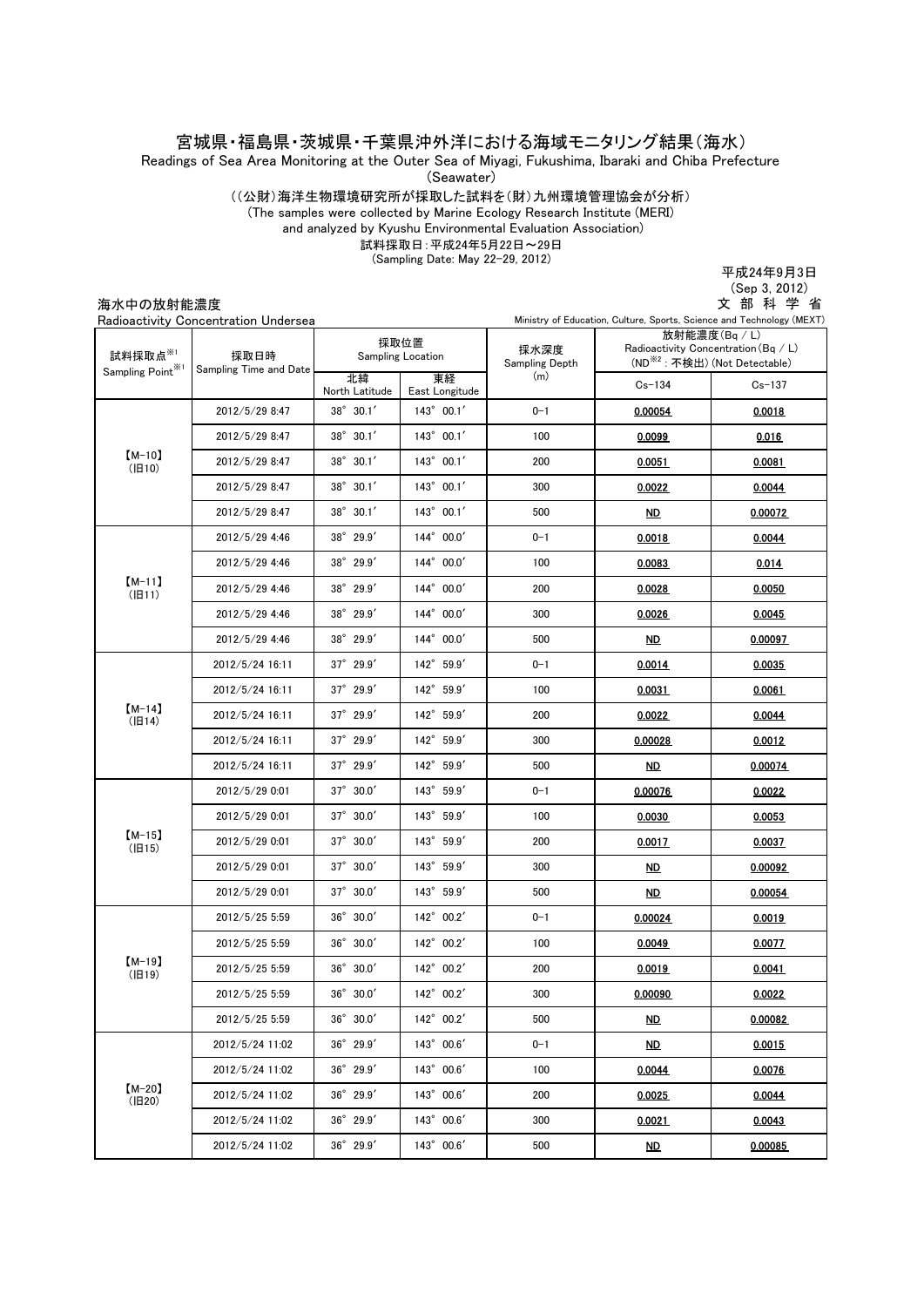# 宮城県・福島県・茨城県・千葉県沖外洋における海域モニタリング結果（海水）

Readings of Sea Area Monitoring at the Outer Sea of Miyagi, Fukushima, Ibaraki and Chiba Prefecture (Seawater)

（（公財）海洋生物環境研究所が採取した試料を(財)九州環境管理協会が分析）

(The samples were collected by Marine Ecology Research Institute (MERI) and analyzed by Kyushu Environmental Evaluation Association)

試料採取日：平成24年5月22日～29日

(Sampling Date: May 22-29, 2012)

平成24年9月3日
(Sep 3, 2012)
文 部 科 学 省

## 海水中の放射能濃度

Radioactivity Concentration Undersea

Ministry of Education, Culture, Sports, Science and Technology (MEXT)

| 試料採取点※1 Sampling Point※1 | 採取日時 Sampling Time and Date | 採取位置 Sampling Location | | 採水深度 Sampling Depth (m) | 放射能濃度(Bq / L) Radioactivity Concentration (Bq / L) (ND※2 : 不検出) (Not Detectable) | |
|---|---|---|---|---|---|---|
| | | 北緯 North Latitude | 東経 East Longitude | | Cs-134 | Cs-137 |
| 【M-10】(旧10) | 2012/5/29 8:47 | 38° 30.1′ | 143° 00.1′ | 0-1 | 0.00054 | 0.0018 |
| | 2012/5/29 8:47 | 38° 30.1′ | 143° 00.1′ | 100 | 0.0099 | 0.016 |
| | 2012/5/29 8:47 | 38° 30.1′ | 143° 00.1′ | 200 | 0.0051 | 0.0081 |
| | 2012/5/29 8:47 | 38° 30.1′ | 143° 00.1′ | 300 | 0.0022 | 0.0044 |
| | 2012/5/29 8:47 | 38° 30.1′ | 143° 00.1′ | 500 | ND | 0.00072 |
| 【M-11】(旧11) | 2012/5/29 4:46 | 38° 29.9′ | 144° 00.0′ | 0-1 | 0.0018 | 0.0044 |
| | 2012/5/29 4:46 | 38° 29.9′ | 144° 00.0′ | 100 | 0.0083 | 0.014 |
| | 2012/5/29 4:46 | 38° 29.9′ | 144° 00.0′ | 200 | 0.0028 | 0.0050 |
| | 2012/5/29 4:46 | 38° 29.9′ | 144° 00.0′ | 300 | 0.0026 | 0.0045 |
| | 2012/5/29 4:46 | 38° 29.9′ | 144° 00.0′ | 500 | ND | 0.00097 |
| 【M-14】(旧14) | 2012/5/24 16:11 | 37° 29.9′ | 142° 59.9′ | 0-1 | 0.0014 | 0.0035 |
| | 2012/5/24 16:11 | 37° 29.9′ | 142° 59.9′ | 100 | 0.0031 | 0.0061 |
| | 2012/5/24 16:11 | 37° 29.9′ | 142° 59.9′ | 200 | 0.0022 | 0.0044 |
| | 2012/5/24 16:11 | 37° 29.9′ | 142° 59.9′ | 300 | 0.00028 | 0.0012 |
| | 2012/5/24 16:11 | 37° 29.9′ | 142° 59.9′ | 500 | ND | 0.00074 |
| 【M-15】(旧15) | 2012/5/29 0:01 | 37° 30.0′ | 143° 59.9′ | 0-1 | 0.00076 | 0.0022 |
| | 2012/5/29 0:01 | 37° 30.0′ | 143° 59.9′ | 100 | 0.0030 | 0.0053 |
| | 2012/5/29 0:01 | 37° 30.0′ | 143° 59.9′ | 200 | 0.0017 | 0.0037 |
| | 2012/5/29 0:01 | 37° 30.0′ | 143° 59.9′ | 300 | ND | 0.00092 |
| | 2012/5/29 0:01 | 37° 30.0′ | 143° 59.9′ | 500 | ND | 0.00054 |
| 【M-19】(旧19) | 2012/5/25 5:59 | 36° 30.0′ | 142° 00.2′ | 0-1 | 0.00024 | 0.0019 |
| | 2012/5/25 5:59 | 36° 30.0′ | 142° 00.2′ | 100 | 0.0049 | 0.0077 |
| | 2012/5/25 5:59 | 36° 30.0′ | 142° 00.2′ | 200 | 0.0019 | 0.0041 |
| | 2012/5/25 5:59 | 36° 30.0′ | 142° 00.2′ | 300 | 0.00090 | 0.0022 |
| | 2012/5/25 5:59 | 36° 30.0′ | 142° 00.2′ | 500 | ND | 0.00082 |
| 【M-20】(旧20) | 2012/5/24 11:02 | 36° 29.9′ | 143° 00.6′ | 0-1 | ND | 0.0015 |
| | 2012/5/24 11:02 | 36° 29.9′ | 143° 00.6′ | 100 | 0.0044 | 0.0076 |
| | 2012/5/24 11:02 | 36° 29.9′ | 143° 00.6′ | 200 | 0.0025 | 0.0044 |
| | 2012/5/24 11:02 | 36° 29.9′ | 143° 00.6′ | 300 | 0.0021 | 0.0043 |
| | 2012/5/24 11:02 | 36° 29.9′ | 143° 00.6′ | 500 | ND | 0.00085 |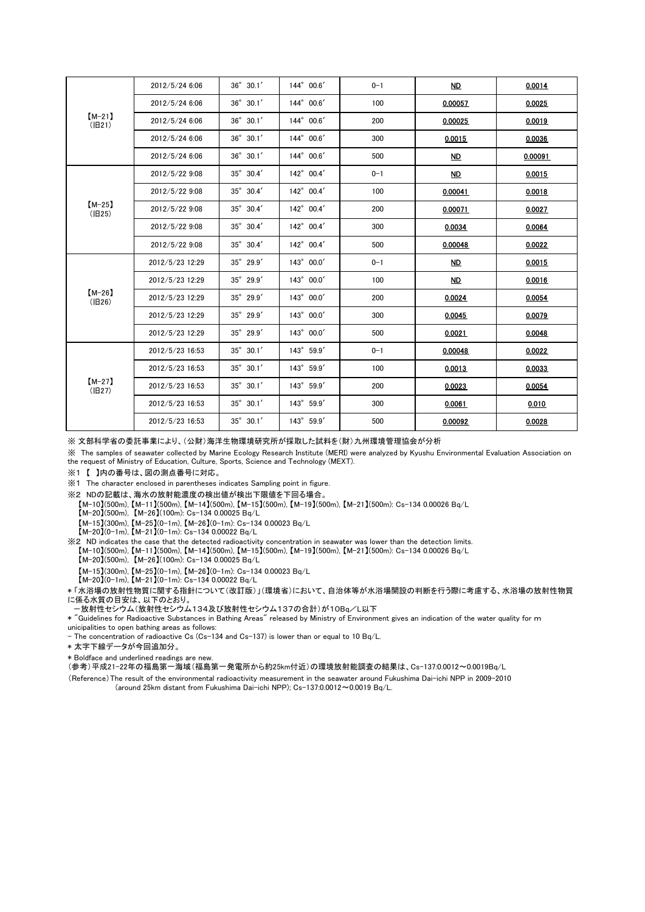| | | | | | | |
|---|---|---|---|---|---|---|
| 【M-21】<br>(旧21) | 2012/5/24 6:06 | 36° 30.1′ | 144° 00.6′ | 0-1 | **ND** | **0.0014** |
| | 2012/5/24 6:06 | 36° 30.1′ | 144° 00.6′ | 100 | **0.00057** | **0.0025** |
| | 2012/5/24 6:06 | 36° 30.1′ | 144° 00.6′ | 200 | **0.00025** | **0.0019** |
| | 2012/5/24 6:06 | 36° 30.1′ | 144° 00.6′ | 300 | **0.0015** | **0.0036** |
| | 2012/5/24 6:06 | 36° 30.1′ | 144° 00.6′ | 500 | **ND** | **0.00091** |
| 【M-25】<br>(旧25) | 2012/5/22 9:08 | 35° 30.4′ | 142° 00.4′ | 0-1 | **ND** | **0.0015** |
| | 2012/5/22 9:08 | 35° 30.4′ | 142° 00.4′ | 100 | **0.00041** | **0.0018** |
| | 2012/5/22 9:08 | 35° 30.4′ | 142° 00.4′ | 200 | **0.00071** | **0.0027** |
| | 2012/5/22 9:08 | 35° 30.4′ | 142° 00.4′ | 300 | **0.0034** | **0.0064** |
| | 2012/5/22 9:08 | 35° 30.4′ | 142° 00.4′ | 500 | **0.00048** | **0.0022** |
| 【M-26】<br>(旧26) | 2012/5/23 12:29 | 35° 29.9′ | 143° 00.0′ | 0-1 | **ND** | **0.0015** |
| | 2012/5/23 12:29 | 35° 29.9′ | 143° 00.0′ | 100 | **ND** | **0.0016** |
| | 2012/5/23 12:29 | 35° 29.9′ | 143° 00.0′ | 200 | **0.0024** | **0.0054** |
| | 2012/5/23 12:29 | 35° 29.9′ | 143° 00.0′ | 300 | **0.0045** | **0.0079** |
| | 2012/5/23 12:29 | 35° 29.9′ | 143° 00.0′ | 500 | **0.0021** | **0.0048** |
| 【M-27】<br>(旧27) | 2012/5/23 16:53 | 35° 30.1′ | 143° 59.9′ | 0-1 | **0.00048** | **0.0022** |
| | 2012/5/23 16:53 | 35° 30.1′ | 143° 59.9′ | 100 | **0.0013** | **0.0033** |
| | 2012/5/23 16:53 | 35° 30.1′ | 143° 59.9′ | 200 | **0.0023** | **0.0054** |
| | 2012/5/23 16:53 | 35° 30.1′ | 143° 59.9′ | 300 | **0.0061** | **0.010** |
| | 2012/5/23 16:53 | 35° 30.1′ | 143° 59.9′ | 500 | **0.00092** | **0.0028** |

※ 文部科学省の委託事業により、(公財)海洋生物環境研究所が採取した試料を(財)九州環境管理協会が分析

※ The samples of seawater collected by Marine Ecology Research Institute (MERI) were analyzed by Kyushu Environmental Evaluation Association on the request of Ministry of Education, Culture, Sports, Science and Technology (MEXT).

※1 【 】内の番号は、図の測点番号に対応。

※1 The character enclosed in parentheses indicates Sampling point in figure.

※2 NDの記載は、海水の放射能濃度の検出値が検出下限値を下回る場合。
【M-10】(500m), 【M-11】(500m), 【M-14】(500m), 【M-15】(500m), 【M-19】(500m), 【M-21】(500m): Cs-134 0.00026 Bq/L
【M-20】(500m), 【M-26】(100m): Cs-134 0.00025 Bq/L
【M-15】(300m), 【M-25】(0-1m), 【M-26】(0-1m): Cs-134 0.00023 Bq/L
【M-20】(0-1m), 【M-21】(0-1m): Cs-134 0.00022 Bq/L

※2 ND indicates the case that the detected radioactivity concentration in seawater was lower than the detection limits.
【M-10】(500m), 【M-11】(500m), 【M-14】(500m), 【M-15】(500m), 【M-19】(500m), 【M-21】(500m): Cs-134 0.00026 Bq/L
【M-20】(500m), 【M-26】(100m): Cs-134 0.00025 Bq/L
【M-15】(300m), 【M-25】(0-1m), 【M-26】(0-1m): Cs-134 0.00023 Bq/L
【M-20】(0-1m), 【M-21】(0-1m): Cs-134 0.00022 Bq/L

* 「水浴場の放射性物質に関する指針について(改訂版)」(環境省)において、自治体等が水浴場開設の判断を行う際に考慮する、水浴場の放射性物質に係る水質の目安は、以下のとおり。
－放射性セシウム(放射性セシウム134及び放射性セシウム137の合計)が10Bq／L以下

* "Guidelines for Radioactive Substances in Bathing Areas" released by Ministry of Environment gives an indication of the water quality for municipalities to open bathing areas as follows:
- The concentration of radioactive Cs (Cs-134 and Cs-137) is lower than or equal to 10 Bq/L.

* 太字下線データが今回追加分。

* Boldface and underlined readings are new.

(参考)平成21-22年の福島第一海域(福島第一発電所から約25km付近)の環境放射能調査の結果は、Cs-137:0.0012～0.0019Bq/L

(Reference) The result of the environmental radioactivity measurement in the seawater around Fukushima Dai-ichi NPP in 2009-2010 (around 25km distant from Fukushima Dai-ichi NPP); Cs-137:0.0012～0.0019 Bq/L.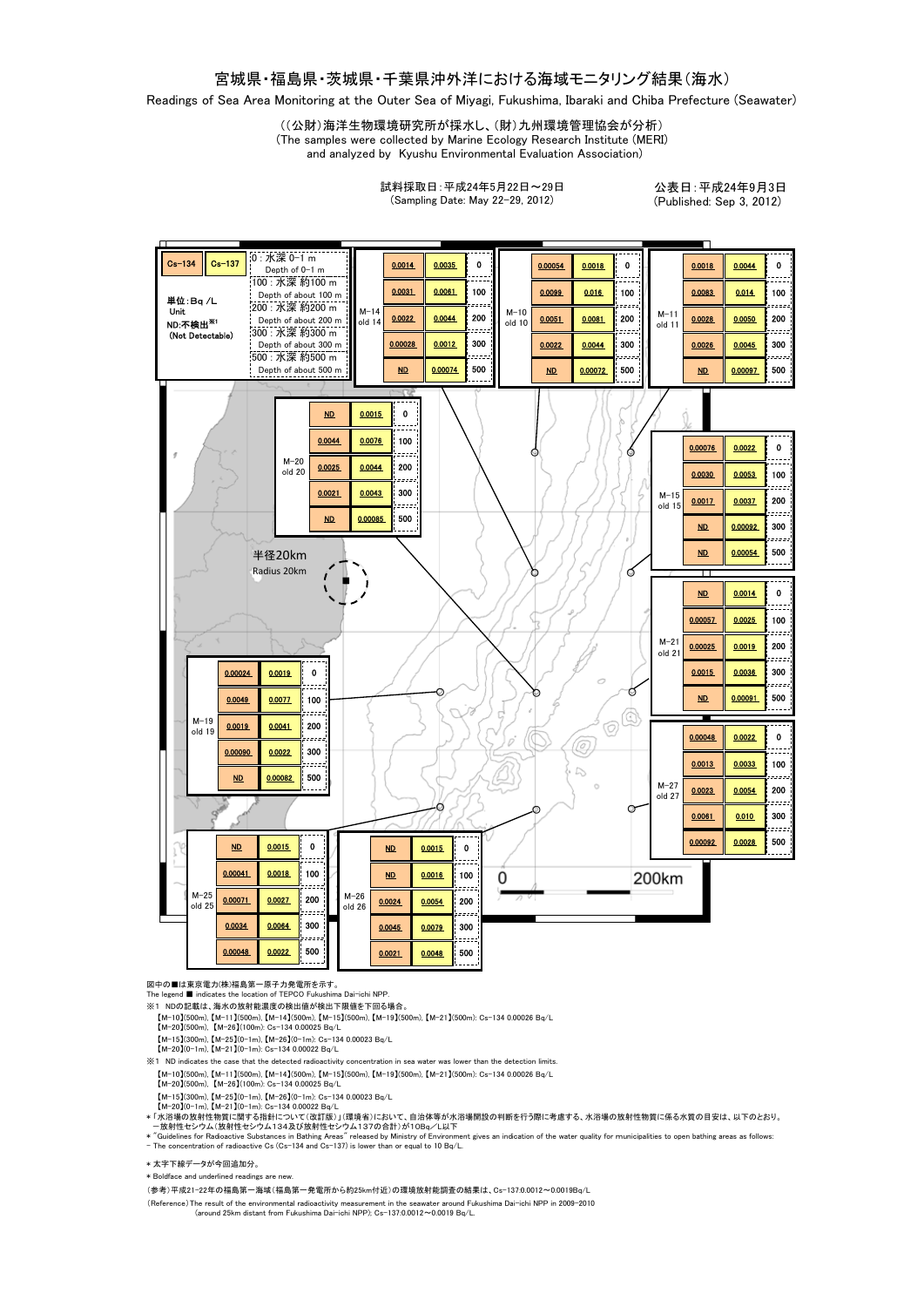# 宮城県・福島県・茨城県・千葉県沖外洋における海域モニタリング結果（海水）

Readings of Sea Area Monitoring at the Outer Sea of Miyagi, Fukushima, Ibaraki and Chiba Prefecture (Seawater)

（(公財)海洋生物環境研究所が採水し、(財)九州環境管理協会が分析）
(The samples were collected by Marine Ecology Research Institute (MERI) and analyzed by Kyushu Environmental Evaluation Association)

試料採取日：平成24年5月22日～29日
(Sampling Date: May 22-29, 2012)

公表日：平成24年9月3日
(Published: Sep 3, 2012)

単位：Bq /L (Unit)
ND:不検出[※1] (Not Detectable)

Depth: 0：水深 0-1 m (Depth of 0-1 m); 100：水深 約100 m (Depth of about 100 m); 200：水深 約200 m (Depth of about 200 m); 300：水深 約300 m (Depth of about 300 m); 500：水深 約500 m (Depth of about 500 m)

| 地点 (Point) | 深さ (Depth) | Cs-134 | Cs-137 |
|---|---|---|---|
| M-14 (old 14) | 0 | **0.0014** | **0.0035** |
| | 100 | **0.0031** | **0.0061** |
| | 200 | **0.0022** | **0.0044** |
| | 300 | **0.00028** | **0.0012** |
| | 500 | **ND** | **0.00074** |
| M-10 (old 10) | 0 | **0.00054** | **0.0018** |
| | 100 | **0.0099** | **0.016** |
| | 200 | **0.0051** | **0.0081** |
| | 300 | **0.0022** | **0.0044** |
| | 500 | **ND** | **0.00072** |
| M-11 (old 11) | 0 | **0.0018** | **0.0044** |
| | 100 | **0.0083** | **0.014** |
| | 200 | **0.0028** | **0.0050** |
| | 300 | **0.0026** | **0.0045** |
| | 500 | **ND** | **0.00097** |
| M-20 (old 20) | 0 | **ND** | **0.0015** |
| | 100 | **0.0044** | **0.0076** |
| | 200 | **0.0025** | **0.0044** |
| | 300 | **0.0021** | **0.0043** |
| | 500 | **ND** | **0.00085** |
| M-15 (old 15) | 0 | **0.00076** | **0.0022** |
| | 100 | **0.0030** | **0.0053** |
| | 200 | **0.0017** | **0.0037** |
| | 300 | **ND** | **0.00092** |
| | 500 | **ND** | **0.00054** |
| M-21 (old 21) | 0 | **ND** | **0.0014** |
| | 100 | **0.00057** | **0.0025** |
| | 200 | **0.00025** | **0.0019** |
| | 300 | **0.0015** | **0.0036** |
| | 500 | **ND** | **0.00091** |
| M-19 (old 19) | 0 | **0.00024** | **0.0019** |
| | 100 | **0.0049** | **0.0077** |
| | 200 | **0.0019** | **0.0041** |
| | 300 | **0.00090** | **0.0022** |
| | 500 | **ND** | **0.00082** |
| M-27 (old 27) | 0 | **0.00048** | **0.0022** |
| | 100 | **0.0013** | **0.0033** |
| | 200 | **0.0023** | **0.0054** |
| | 300 | **0.0061** | **0.010** |
| | 500 | **0.00092** | **0.0028** |
| M-25 (old 25) | 0 | **ND** | **0.0015** |
| | 100 | **0.00041** | **0.0018** |
| | 200 | **0.00071** | **0.0027** |
| | 300 | **0.0034** | **0.0064** |
| | 500 | **0.00048** | **0.0022** |
| M-26 (old 26) | 0 | **ND** | **0.0015** |
| | 100 | **ND** | **0.0016** |
| | 200 | **0.0024** | **0.0054** |
| | 300 | **0.0045** | **0.0079** |
| | 500 | **0.0021** | **0.0048** |

半径20km (Radius 20km)

0 — 200km

図中の■は東京電力(株)福島第一原子力発電所を示す。
The legend ■ indicates the location of TEPCO Fukushima Dai-ichi NPP.

※1 NDの記載は、海水の放射能濃度の検出値が検出下限値を下回る場合。
【M-10】(500m), 【M-11】(500m), 【M-14】(500m), 【M-15】(500m), 【M-19】(500m), 【M-21】(500m): Cs-134 0.00026 Bq/L
【M-20】(500m), 【M-26】(100m): Cs-134 0.00025 Bq/L
【M-15】(300m), 【M-25】(0-1m), 【M-26】(0-1m): Cs-134 0.00023 Bq/L
【M-20】(0-1m), 【M-21】(0-1m): Cs-134 0.00022 Bq/L

※1 ND indicates the case that the detected radioactivity concentration in sea water was lower than the detection limits.
【M-10】(500m), 【M-11】(500m), 【M-14】(500m), 【M-15】(500m), 【M-19】(500m), 【M-21】(500m): Cs-134 0.00026 Bq/L
【M-20】(500m), 【M-26】(100m): Cs-134 0.00025 Bq/L
【M-15】(300m), 【M-25】(0-1m), 【M-26】(0-1m): Cs-134 0.00023 Bq/L
【M-20】(0-1m), 【M-21】(0-1m): Cs-134 0.00022 Bq/L

* 「水浴場の放射性物質に関する指針について（改訂版）」(環境省)において、自治体等が水浴場開設の判断を行う際に考慮する、水浴場の放射性物質に係る水質の目安は、以下のとおり。
－放射性セシウム（放射性セシウム134及び放射性セシウム137の合計）が10Bq／L以下

* "Guidelines for Radioactive Substances in Bathing Areas" released by Ministry of Environment gives an indication of the water quality for municipalities to open bathing areas as follows:
- The concentration of radioactive Cs (Cs-134 and Cs-137) is lower than or equal to 10 Bq/L.

* 太字下線データが今回追加分。
* Boldface and underlined readings are new.

（参考）平成21-22年の福島第一海域（福島第一発電所から約25km付近）の環境放射能調査の結果は、Cs-137:0.0012～0.0019Bq/L

(Reference) The result of the environmental radioactivity measurement in the seawater around Fukushima Dai-ichi NPP in 2009-2010 (around 25km distant from Fukushima Dai-ichi NPP); Cs-137:0.0012～0.0019 Bq/L.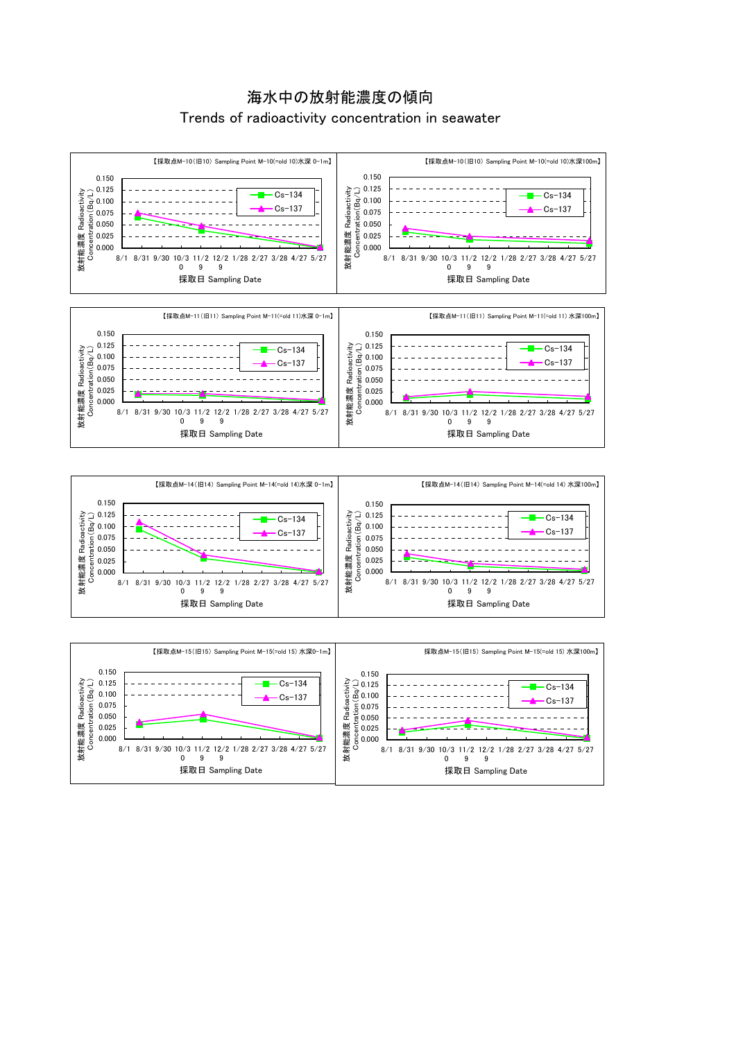# 海水中の放射能濃度の傾向

## Trends of radioactivity concentration in seawater

【採取点M-10(旧10) Sampling Point M-10(=old 10)水深 0-1m】

放射能濃度 Radioactivity Concentration (Bq/L)

0.150
0.125
0.100
0.075
0.050
0.025
0.000

8/1 8/31 9/30 10/30 11/29 12/29 1/28 2/27 3/28 4/27 5/27

採取日 Sampling Date

Cs-134
Cs-137

【採取点M-10(旧10) Sampling Point M-10(=old 10)水深100m】

放射能濃度 Radioactivity Concentration (Bq/L)

0.150
0.125
0.100
0.075
0.050
0.025
0.000

8/1 8/31 9/30 10/30 11/29 12/29 1/28 2/27 3/28 4/27 5/27

採取日 Sampling Date

Cs-134
Cs-137

【採取点M-11(旧11) Sampling Point M-11(=old 11)水深 0-1m】

放射能濃度 Radioactivity Concentration (Bq/L)

0.150
0.125
0.100
0.075
0.050
0.025
0.000

8/1 8/31 9/30 10/30 11/29 12/29 1/28 2/27 3/28 4/27 5/27

採取日 Sampling Date

Cs-134
Cs-137

【採取点M-11(旧11) Sampling Point M-11(=old 11) 水深100m】

放射能濃度 Radioactivity Concentration (Bq/L)

0.150
0.125
0.100
0.075
0.050
0.025
0.000

8/1 8/31 9/30 10/30 11/29 12/29 1/28 2/27 3/28 4/27 5/27

採取日 Sampling Date

Cs-134
Cs-137

【採取点M-14(旧14) Sampling Point M-14(=old 14)水深 0-1m】

放射能濃度 Radioactivity Concentration (Bq/L)

0.150
0.125
0.100
0.075
0.050
0.025
0.000

8/1 8/31 9/30 10/30 11/29 12/29 1/28 2/27 3/28 4/27 5/27

採取日 Sampling Date

Cs-134
Cs-137

【採取点M-14(旧14) Sampling Point M-14(=old 14) 水深100m】

放射能濃度 Radioactivity Concentration (Bq/L)

0.150
0.125
0.100
0.075
0.050
0.025
0.000

8/1 8/31 9/30 10/30 11/29 12/29 1/28 2/27 3/28 4/27 5/27

採取日 Sampling Date

Cs-134
Cs-137

【採取点M-15(旧15) Sampling Point M-15(=old 15) 水深0-1m】

放射能濃度 Radioactivity Concentration (Bq/L)

0.150
0.125
0.100
0.075
0.050
0.025
0.000

8/1 8/31 9/30 10/30 11/29 12/29 1/28 2/27 3/28 4/27 5/27

採取日 Sampling Date

Cs-134
Cs-137

採取点M-15(旧15) Sampling Point M-15(=old 15) 水深100m】

放射能濃度 Radioactivity Concentration (Bq/L)

0.150
0.125
0.100
0.075
0.050
0.025
0.000

8/1 8/31 9/30 10/30 11/29 12/29 1/28 2/27 3/28 4/27 5/27

採取日 Sampling Date

Cs-134
Cs-137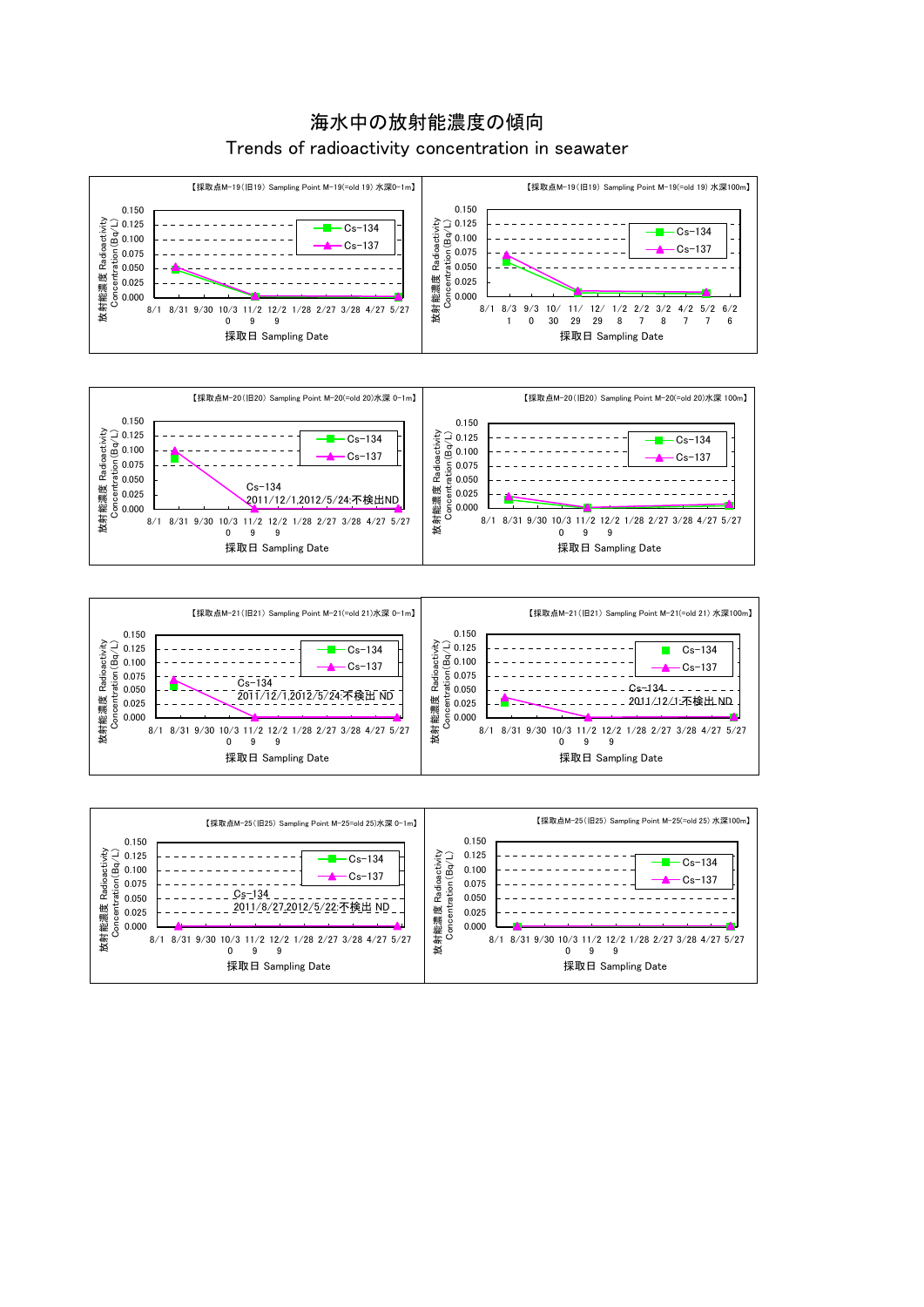# 海水中の放射能濃度の傾向

## Trends of radioactivity concentration in seawater

【採取点M-19(旧19) Sampling Point M-19(=old 19) 水深0-1m】

放射能濃度 Radioactivity Concentration(Bq/L)

0.150
0.125
0.100
0.075
0.050
0.025
0.000

8/1 8/31 9/30 10/30 11/29 12/29 1/28 2/27 3/28 4/27 5/27

採取日 Sampling Date

Cs-134
Cs-137

【採取点M-19(旧19) Sampling Point M-19(=old 19) 水深100m】

放射能濃度 Radioactivity Concentration(Bq/L)

0.150
0.125
0.100
0.075
0.050
0.025
0.000

8/1 8/31 9/30 10/30 11/29 12/29 1/28 2/27 3/28 4/27 5/27 6/26

採取日 Sampling Date

Cs-134
Cs-137

【採取点M-20(旧20) Sampling Point M-20(=old 20)水深 0-1m】

放射能濃度 Radioactivity Concentration(Bq/L)

0.150
0.125
0.100
0.075
0.050
0.025
0.000

8/1 8/31 9/30 10/30 11/29 12/29 1/28 2/27 3/28 4/27 5/27

採取日 Sampling Date

Cs-134
Cs-137

Cs-134
2011/12/1,2012/5/24:不検出ND

【採取点M-20(旧20) Sampling Point M-20(=old 20)水深 100m】

放射能濃度 Radioactivity Concentration(Bq/L)

0.150
0.125
0.100
0.075
0.050
0.025
0.000

8/1 8/31 9/30 10/30 11/29 12/29 1/28 2/27 3/28 4/27 5/27

採取日 Sampling Date

Cs-134
Cs-137

【採取点M-21(旧21) Sampling Point M-21(=old 21)水深 0-1m】

放射能濃度 Radioactivity Concentration(Bq/L)

0.150
0.125
0.100
0.075
0.050
0.025
0.000

8/1 8/31 9/30 10/30 11/29 12/29 1/28 2/27 3/28 4/27 5/27

採取日 Sampling Date

Cs-134
Cs-137

Cs-134
2011/12/1,2012/5/24:不検出 ND

【採取点M-21(旧21) Sampling Point M-21(=old 21) 水深100m】

放射能濃度 Radioactivity Concentration(Bq/L)

0.150
0.125
0.100
0.075
0.050
0.025
0.000

8/1 8/31 9/30 10/30 11/29 12/29 1/28 2/27 3/28 4/27 5/27

採取日 Sampling Date

Cs-134
Cs-137

Cs-134
2011/12/1:不検出 ND

【採取点M-25(旧25) Sampling Point M-25(=old 25)水深 0-1m】

放射能濃度 Radioactivity Concentration(Bq/L)

0.150
0.125
0.100
0.075
0.050
0.025
0.000

8/1 8/31 9/30 10/30 11/29 12/29 1/28 2/27 3/28 4/27 5/27

採取日 Sampling Date

Cs-134
Cs-137

Cs-134
2011/8/27,2012/5/22:不検出 ND

【採取点M-25(旧25) Sampling Point M-25(=old 25) 水深100m】

放射能濃度 Radioactivity Concentration(Bq/L)

0.150
0.125
0.100
0.075
0.050
0.025
0.000

8/1 8/31 9/30 10/30 11/29 12/29 1/28 2/27 3/28 4/27 5/27

採取日 Sampling Date

Cs-134
Cs-137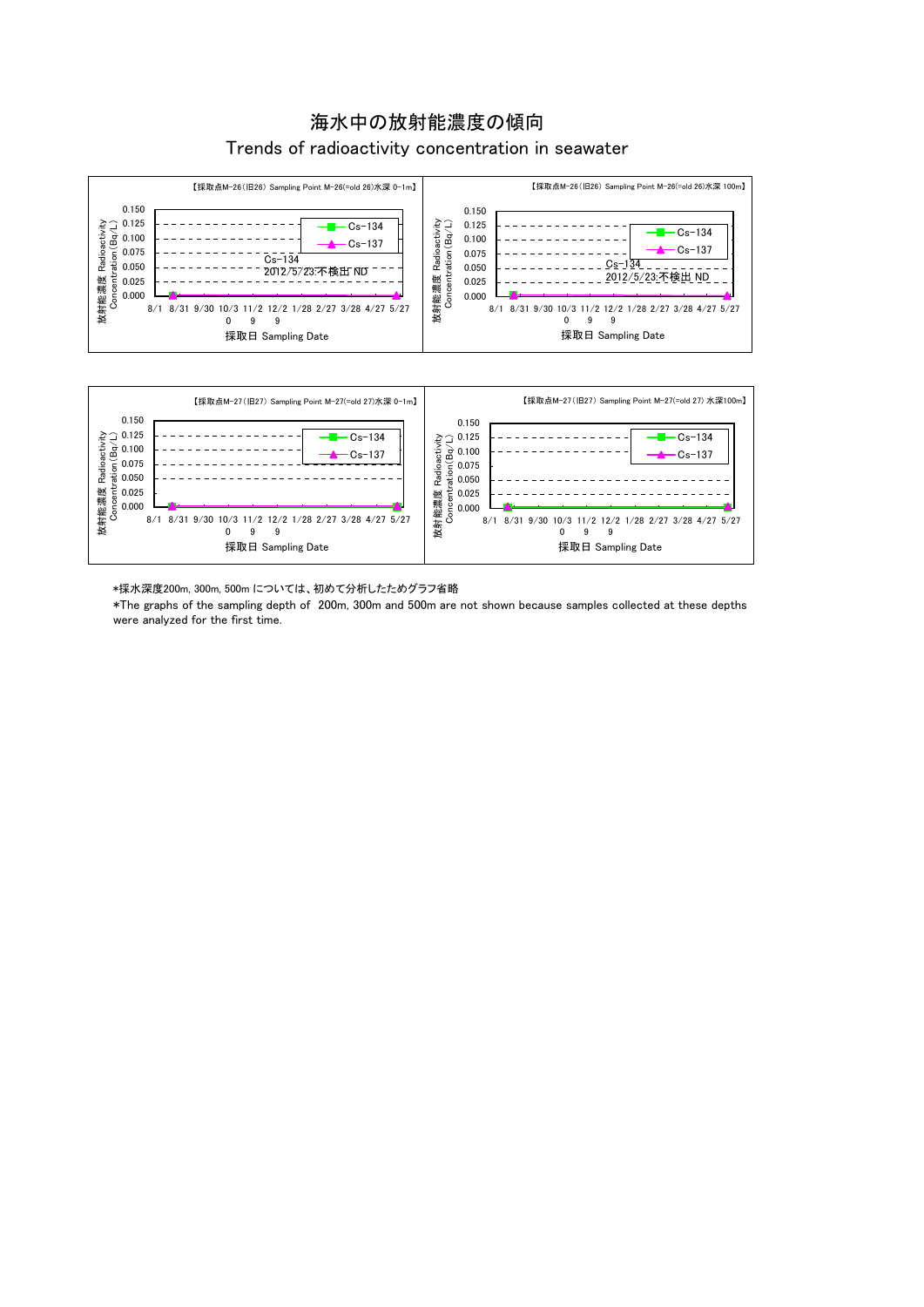# 海水中の放射能濃度の傾向

## Trends of radioactivity concentration in seawater

【採取点M-26(旧26) Sampling Point M-26(=old 26)水深 0-1m】

放射能濃度 Radioactivity Concentration(Bq/L)

0.150
0.125
0.100
0.075
0.050
0.025
0.000

Cs-134
Cs-137

Cs-134
2012/5/23:不検出 ND

8/1 8/31 9/30 10/30 11/29 12/29 1/28 2/27 3/28 4/27 5/27

採取日 Sampling Date

【採取点M-26(旧26) Sampling Point M-26(=old 26)水深 100m】

放射能濃度 Radioactivity Concentration(Bq/L)

0.150
0.125
0.100
0.075
0.050
0.025
0.000

Cs-134
Cs-137

Cs-134
2012/5/23:不検出 ND

8/1 8/31 9/30 10/30 11/29 12/29 1/28 2/27 3/28 4/27 5/27

採取日 Sampling Date

【採取点M-27(旧27) Sampling Point M-27(=old 27)水深 0-1m】

放射能濃度 Radioactivity Concentration(Bq/L)

0.150
0.125
0.100
0.075
0.050
0.025
0.000

Cs-134
Cs-137

8/1 8/31 9/30 10/30 11/29 12/29 1/28 2/27 3/28 4/27 5/27

採取日 Sampling Date

【採取点M-27(旧27) Sampling Point M-27(=old 27) 水深100m】

放射能濃度 Radioactivity Concentration(Bq/L)

0.150
0.125
0.100
0.075
0.050
0.025
0.000

Cs-134
Cs-137

8/1 8/31 9/30 10/30 11/29 12/29 1/28 2/27 3/28 4/27 5/27

採取日 Sampling Date

*採水深度200m, 300m, 500m については、初めて分析したためグラフ省略

*The graphs of the sampling depth of 200m, 300m and 500m are not shown because samples collected at these depths were analyzed for the first time.